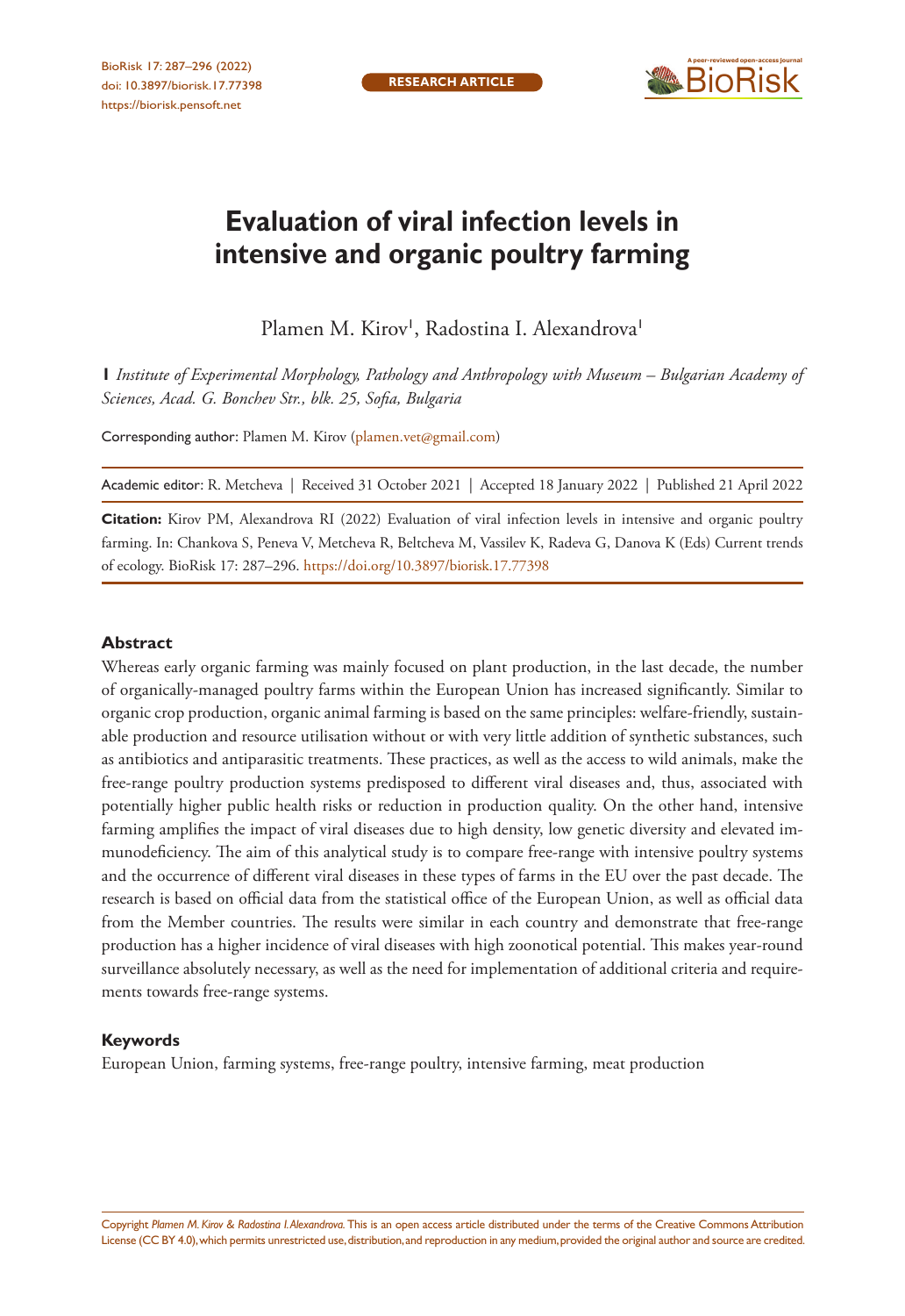RESEARCH ARTICLE

# Evaluation of viral infection levels in intensive and organic poultry farming

Plamen M. Kirov[1], Radostina I. Alexandrova[1]

**1** *Institute of Experimental Morphology, Pathology and Anthropology with Museum – Bulgarian Academy of Sciences, Acad. G. Bonchev Str., blk. 25, Sofia, Bulgaria*

Corresponding author: Plamen M. Kirov (plamen.vet@gmail.com)

Academic editor: R. Metcheva | Received 31 October 2021 | Accepted 18 January 2022 | Published 21 April 2022

**Citation:** Kirov PM, Alexandrova RI (2022) Evaluation of viral infection levels in intensive and organic poultry farming. In: Chankova S, Peneva V, Metcheva R, Beltcheva M, Vassilev K, Radeva G, Danova K (Eds) Current trends of ecology. BioRisk 17: 287–296. https://doi.org/10.3897/biorisk.17.77398

## Abstract

Whereas early organic farming was mainly focused on plant production, in the last decade, the number of organically-managed poultry farms within the European Union has increased significantly. Similar to organic crop production, organic animal farming is based on the same principles: welfare-friendly, sustainable production and resource utilisation without or with very little addition of synthetic substances, such as antibiotics and antiparasitic treatments. These practices, as well as the access to wild animals, make the free-range poultry production systems predisposed to different viral diseases and, thus, associated with potentially higher public health risks or reduction in production quality. On the other hand, intensive farming amplifies the impact of viral diseases due to high density, low genetic diversity and elevated immunodeficiency. The aim of this analytical study is to compare free-range with intensive poultry systems and the occurrence of different viral diseases in these types of farms in the EU over the past decade. The research is based on official data from the statistical office of the European Union, as well as official data from the Member countries. The results were similar in each country and demonstrate that free-range production has a higher incidence of viral diseases with high zoonotical potential. This makes year-round surveillance absolutely necessary, as well as the need for implementation of additional criteria and requirements towards free-range systems.

### Keywords

European Union, farming systems, free-range poultry, intensive farming, meat production

Copyright *Plamen M. Kirov & Radostina I. Alexandrova.* This is an open access article distributed under the terms of the Creative Commons Attribution License (CC BY 4.0), which permits unrestricted use, distribution, and reproduction in any medium, provided the original author and source are credited.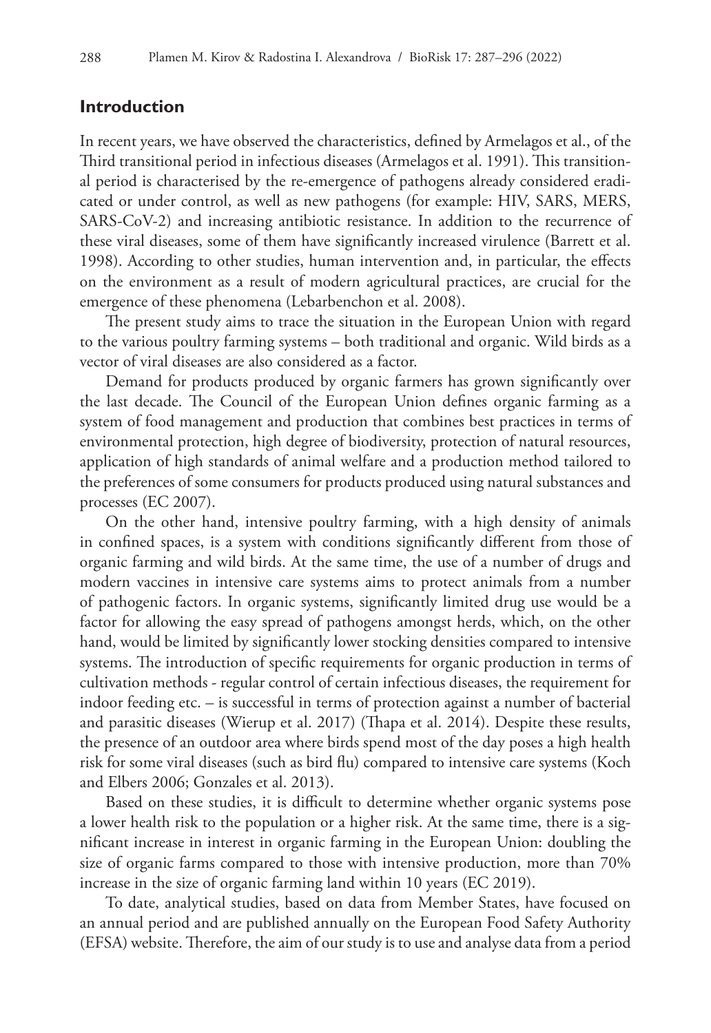## Introduction

In recent years, we have observed the characteristics, defined by Armelagos et al., of the Third transitional period in infectious diseases (Armelagos et al. 1991). This transitional period is characterised by the re-emergence of pathogens already considered eradicated or under control, as well as new pathogens (for example: HIV, SARS, MERS, SARS-CoV-2) and increasing antibiotic resistance. In addition to the recurrence of these viral diseases, some of them have significantly increased virulence (Barrett et al. 1998). According to other studies, human intervention and, in particular, the effects on the environment as a result of modern agricultural practices, are crucial for the emergence of these phenomena (Lebarbenchon et al. 2008).

The present study aims to trace the situation in the European Union with regard to the various poultry farming systems – both traditional and organic. Wild birds as a vector of viral diseases are also considered as a factor.

Demand for products produced by organic farmers has grown significantly over the last decade. The Council of the European Union defines organic farming as a system of food management and production that combines best practices in terms of environmental protection, high degree of biodiversity, protection of natural resources, application of high standards of animal welfare and a production method tailored to the preferences of some consumers for products produced using natural substances and processes (EC 2007).

On the other hand, intensive poultry farming, with a high density of animals in confined spaces, is a system with conditions significantly different from those of organic farming and wild birds. At the same time, the use of a number of drugs and modern vaccines in intensive care systems aims to protect animals from a number of pathogenic factors. In organic systems, significantly limited drug use would be a factor for allowing the easy spread of pathogens amongst herds, which, on the other hand, would be limited by significantly lower stocking densities compared to intensive systems. The introduction of specific requirements for organic production in terms of cultivation methods - regular control of certain infectious diseases, the requirement for indoor feeding etc. – is successful in terms of protection against a number of bacterial and parasitic diseases (Wierup et al. 2017) (Thapa et al. 2014). Despite these results, the presence of an outdoor area where birds spend most of the day poses a high health risk for some viral diseases (such as bird flu) compared to intensive care systems (Koch and Elbers 2006; Gonzales et al. 2013).

Based on these studies, it is difficult to determine whether organic systems pose a lower health risk to the population or a higher risk. At the same time, there is a significant increase in interest in organic farming in the European Union: doubling the size of organic farms compared to those with intensive production, more than 70% increase in the size of organic farming land within 10 years (EC 2019).

To date, analytical studies, based on data from Member States, have focused on an annual period and are published annually on the European Food Safety Authority (EFSA) website. Therefore, the aim of our study is to use and analyse data from a period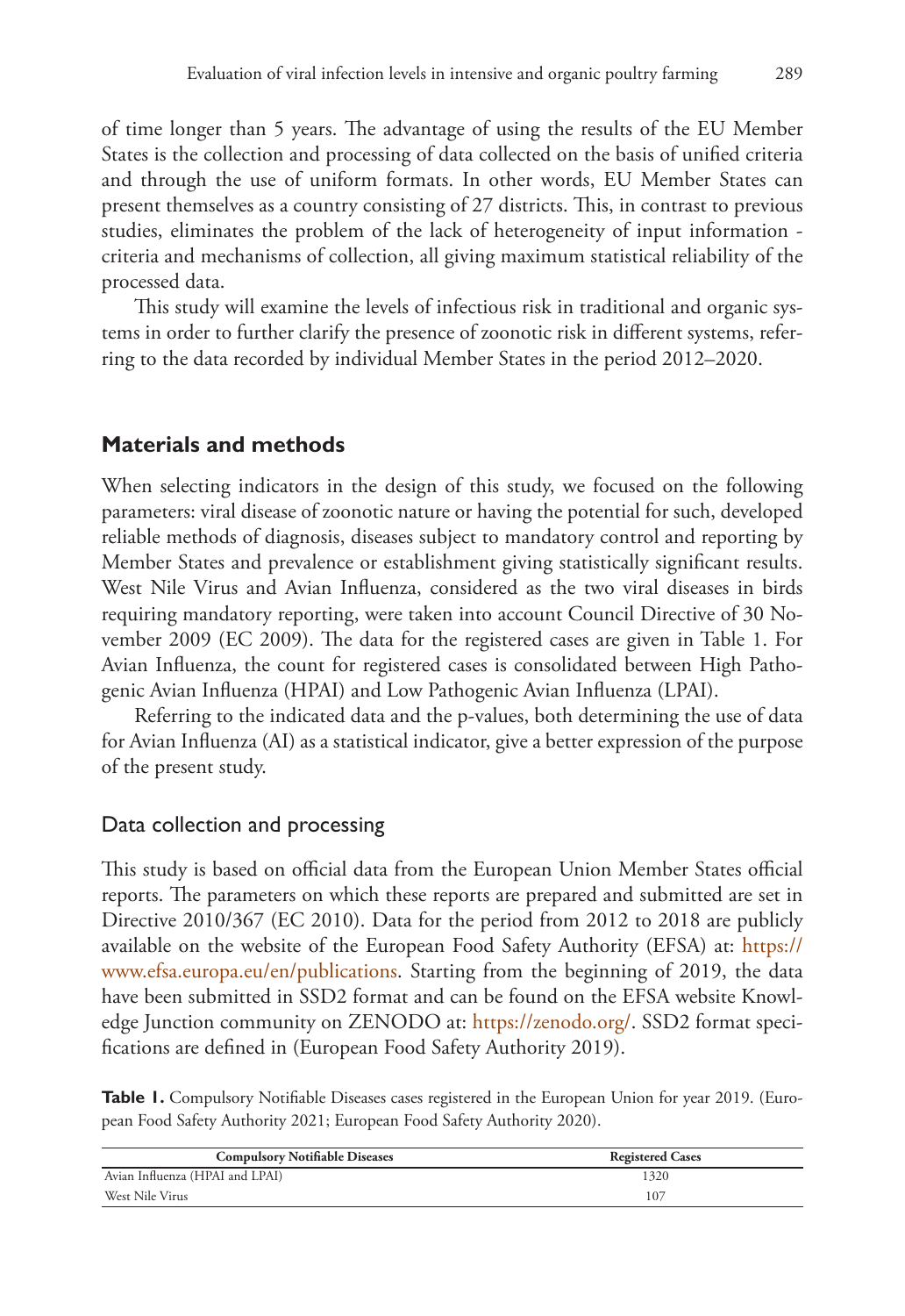of time longer than 5 years. The advantage of using the results of the EU Member States is the collection and processing of data collected on the basis of unified criteria and through the use of uniform formats. In other words, EU Member States can present themselves as a country consisting of 27 districts. This, in contrast to previous studies, eliminates the problem of the lack of heterogeneity of input information - criteria and mechanisms of collection, all giving maximum statistical reliability of the processed data.

This study will examine the levels of infectious risk in traditional and organic systems in order to further clarify the presence of zoonotic risk in different systems, referring to the data recorded by individual Member States in the period 2012–2020.

## Materials and methods

When selecting indicators in the design of this study, we focused on the following parameters: viral disease of zoonotic nature or having the potential for such, developed reliable methods of diagnosis, diseases subject to mandatory control and reporting by Member States and prevalence or establishment giving statistically significant results. West Nile Virus and Avian Influenza, considered as the two viral diseases in birds requiring mandatory reporting, were taken into account Council Directive of 30 November 2009 (EC 2009). The data for the registered cases are given in Table 1. For Avian Influenza, the count for registered cases is consolidated between High Pathogenic Avian Influenza (HPAI) and Low Pathogenic Avian Influenza (LPAI).

Referring to the indicated data and the p-values, both determining the use of data for Avian Influenza (AI) as a statistical indicator, give a better expression of the purpose of the present study.

### Data collection and processing

This study is based on official data from the European Union Member States official reports. The parameters on which these reports are prepared and submitted are set in Directive 2010/367 (EC 2010). Data for the period from 2012 to 2018 are publicly available on the website of the European Food Safety Authority (EFSA) at: https://www.efsa.europa.eu/en/publications. Starting from the beginning of 2019, the data have been submitted in SSD2 format and can be found on the EFSA website Knowledge Junction community on ZENODO at: https://zenodo.org/. SSD2 format specifications are defined in (European Food Safety Authority 2019).

**Table 1.** Compulsory Notifiable Diseases cases registered in the European Union for year 2019. (European Food Safety Authority 2021; European Food Safety Authority 2020).

| Compulsory Notifiable Diseases | Registered Cases |
|---|---|
| Avian Influenza (HPAI and LPAI) | 1320 |
| West Nile Virus | 107 |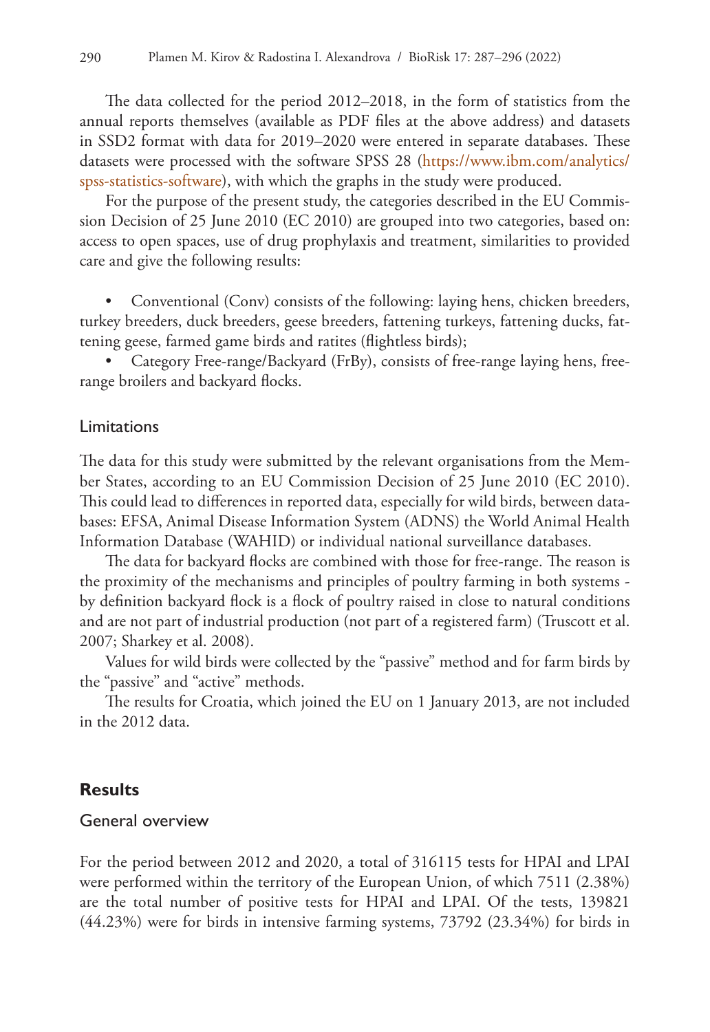The data collected for the period 2012–2018, in the form of statistics from the annual reports themselves (available as PDF files at the above address) and datasets in SSD2 format with data for 2019–2020 were entered in separate databases. These datasets were processed with the software SPSS 28 (https://www.ibm.com/analytics/spss-statistics-software), with which the graphs in the study were produced.

For the purpose of the present study, the categories described in the EU Commission Decision of 25 June 2010 (EC 2010) are grouped into two categories, based on: access to open spaces, use of drug prophylaxis and treatment, similarities to provided care and give the following results:

- Conventional (Conv) consists of the following: laying hens, chicken breeders, turkey breeders, duck breeders, geese breeders, fattening turkeys, fattening ducks, fattening geese, farmed game birds and ratites (flightless birds);
- Category Free-range/Backyard (FrBy), consists of free-range laying hens, free-range broilers and backyard flocks.

## Limitations

The data for this study were submitted by the relevant organisations from the Member States, according to an EU Commission Decision of 25 June 2010 (EC 2010). This could lead to differences in reported data, especially for wild birds, between databases: EFSA, Animal Disease Information System (ADNS) the World Animal Health Information Database (WAHID) or individual national surveillance databases.

The data for backyard flocks are combined with those for free-range. The reason is the proximity of the mechanisms and principles of poultry farming in both systems - by definition backyard flock is a flock of poultry raised in close to natural conditions and are not part of industrial production (not part of a registered farm) (Truscott et al. 2007; Sharkey et al. 2008).

Values for wild birds were collected by the "passive" method and for farm birds by the "passive" and "active" methods.

The results for Croatia, which joined the EU on 1 January 2013, are not included in the 2012 data.

# Results

## General overview

For the period between 2012 and 2020, a total of 316115 tests for HPAI and LPAI were performed within the territory of the European Union, of which 7511 (2.38%) are the total number of positive tests for HPAI and LPAI. Of the tests, 139821 (44.23%) were for birds in intensive farming systems, 73792 (23.34%) for birds in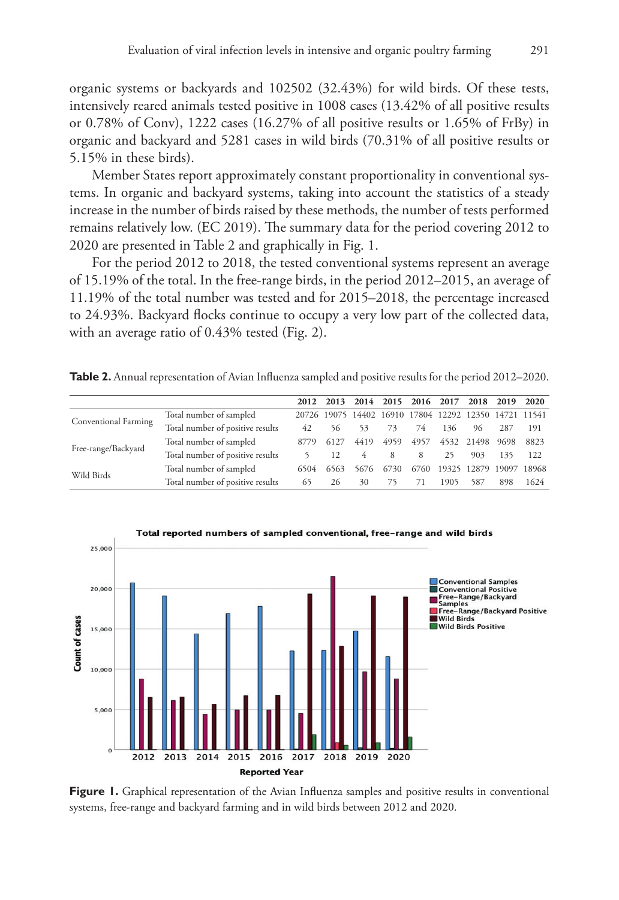organic systems or backyards and 102502 (32.43%) for wild birds. Of these tests, intensively reared animals tested positive in 1008 cases (13.42% of all positive results or 0.78% of Conv), 1222 cases (16.27% of all positive results or 1.65% of FrBy) in organic and backyard and 5281 cases in wild birds (70.31% of all positive results or 5.15% in these birds).

Member States report approximately constant proportionality in conventional systems. In organic and backyard systems, taking into account the statistics of a steady increase in the number of birds raised by these methods, the number of tests performed remains relatively low. (EC 2019). The summary data for the period covering 2012 to 2020 are presented in Table 2 and graphically in Fig. 1.

For the period 2012 to 2018, the tested conventional systems represent an average of 15.19% of the total. In the free-range birds, in the period 2012–2015, an average of 11.19% of the total number was tested and for 2015–2018, the percentage increased to 24.93%. Backyard flocks continue to occupy a very low part of the collected data, with an average ratio of 0.43% tested (Fig. 2).

**Table 2.** Annual representation of Avian Influenza sampled and positive results for the period 2012–2020.

| | | 2012 | 2013 | 2014 | 2015 | 2016 | 2017 | 2018 | 2019 | 2020 |
|---|---|---|---|---|---|---|---|---|---|---|
| Conventional Farming | Total number of sampled | 20726 | 19075 | 14402 | 16910 | 17804 | 12292 | 12350 | 14721 | 11541 |
| | Total number of positive results | 42 | 56 | 53 | 73 | 74 | 136 | 96 | 287 | 191 |
| Free-range/Backyard | Total number of sampled | 8779 | 6127 | 4419 | 4959 | 4957 | 4532 | 21498 | 9698 | 8823 |
| | Total number of positive results | 5 | 12 | 4 | 8 | 8 | 25 | 903 | 135 | 122 |
| Wild Birds | Total number of sampled | 6504 | 6563 | 5676 | 6730 | 6760 | 19325 | 12879 | 19097 | 18968 |
| | Total number of positive results | 65 | 26 | 30 | 75 | 71 | 1905 | 587 | 898 | 1624 |

**Figure 1.** Graphical representation of the Avian Influenza samples and positive results in conventional systems, free-range and backyard farming and in wild birds between 2012 and 2020.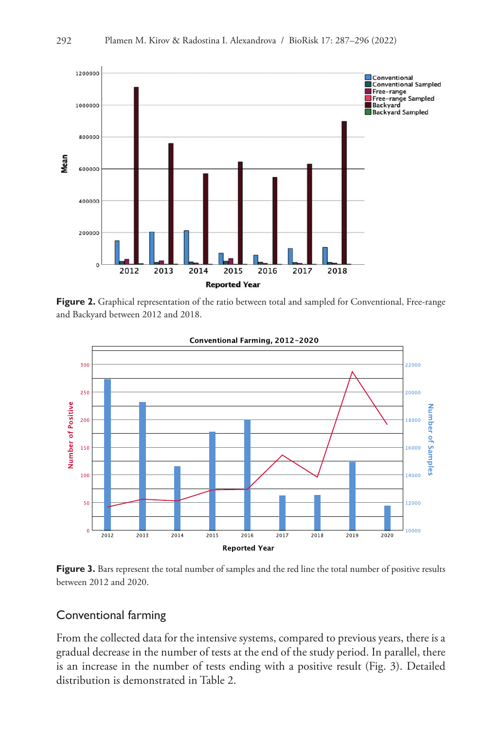**Figure 2.** Graphical representation of the ratio between total and sampled for Conventional, Free-range and Backyard between 2012 and 2018.

**Figure 3.** Bars represent the total number of samples and the red line the total number of positive results between 2012 and 2020.

## Conventional farming

From the collected data for the intensive systems, compared to previous years, there is a gradual decrease in the number of tests at the end of the study period. In parallel, there is an increase in the number of tests ending with a positive result (Fig. 3). Detailed distribution is demonstrated in Table 2.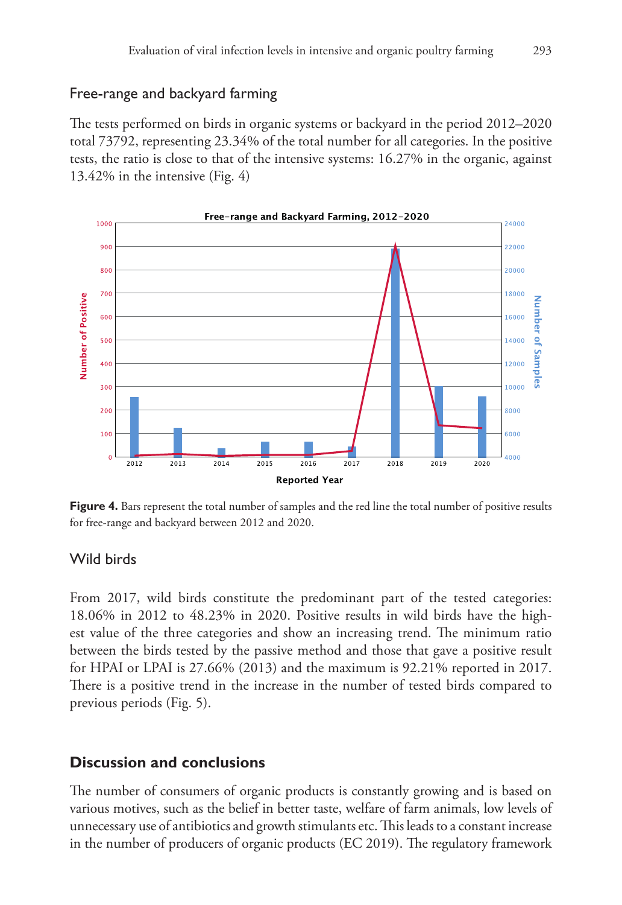## Free-range and backyard farming

The tests performed on birds in organic systems or backyard in the period 2012–2020 total 73792, representing 23.34% of the total number for all categories. In the positive tests, the ratio is close to that of the intensive systems: 16.27% in the organic, against 13.42% in the intensive (Fig. 4)

**Figure 4.** Bars represent the total number of samples and the red line the total number of positive results for free-range and backyard between 2012 and 2020.

## Wild birds

From 2017, wild birds constitute the predominant part of the tested categories: 18.06% in 2012 to 48.23% in 2020. Positive results in wild birds have the highest value of the three categories and show an increasing trend. The minimum ratio between the birds tested by the passive method and those that gave a positive result for HPAI or LPAI is 27.66% (2013) and the maximum is 92.21% reported in 2017. There is a positive trend in the increase in the number of tested birds compared to previous periods (Fig. 5).

## Discussion and conclusions

The number of consumers of organic products is constantly growing and is based on various motives, such as the belief in better taste, welfare of farm animals, low levels of unnecessary use of antibiotics and growth stimulants etc. This leads to a constant increase in the number of producers of organic products (EC 2019). The regulatory framework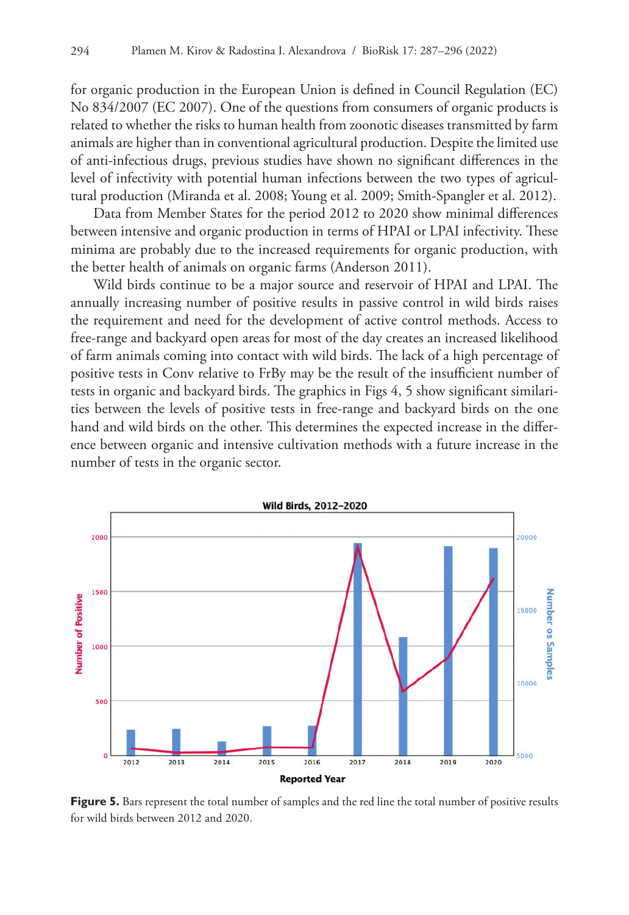for organic production in the European Union is defined in Council Regulation (EC) No 834/2007 (EC 2007). One of the questions from consumers of organic products is related to whether the risks to human health from zoonotic diseases transmitted by farm animals are higher than in conventional agricultural production. Despite the limited use of anti-infectious drugs, previous studies have shown no significant differences in the level of infectivity with potential human infections between the two types of agricultural production (Miranda et al. 2008; Young et al. 2009; Smith-Spangler et al. 2012).

Data from Member States for the period 2012 to 2020 show minimal differences between intensive and organic production in terms of HPAI or LPAI infectivity. These minima are probably due to the increased requirements for organic production, with the better health of animals on organic farms (Anderson 2011).

Wild birds continue to be a major source and reservoir of HPAI and LPAI. The annually increasing number of positive results in passive control in wild birds raises the requirement and need for the development of active control methods. Access to free-range and backyard open areas for most of the day creates an increased likelihood of farm animals coming into contact with wild birds. The lack of a high percentage of positive tests in Conv relative to FrBy may be the result of the insufficient number of tests in organic and backyard birds. The graphics in Figs 4, 5 show significant similarities between the levels of positive tests in free-range and backyard birds on the one hand and wild birds on the other. This determines the expected increase in the difference between organic and intensive cultivation methods with a future increase in the number of tests in the organic sector.

**Figure 5.** Bars represent the total number of samples and the red line the total number of positive results for wild birds between 2012 and 2020.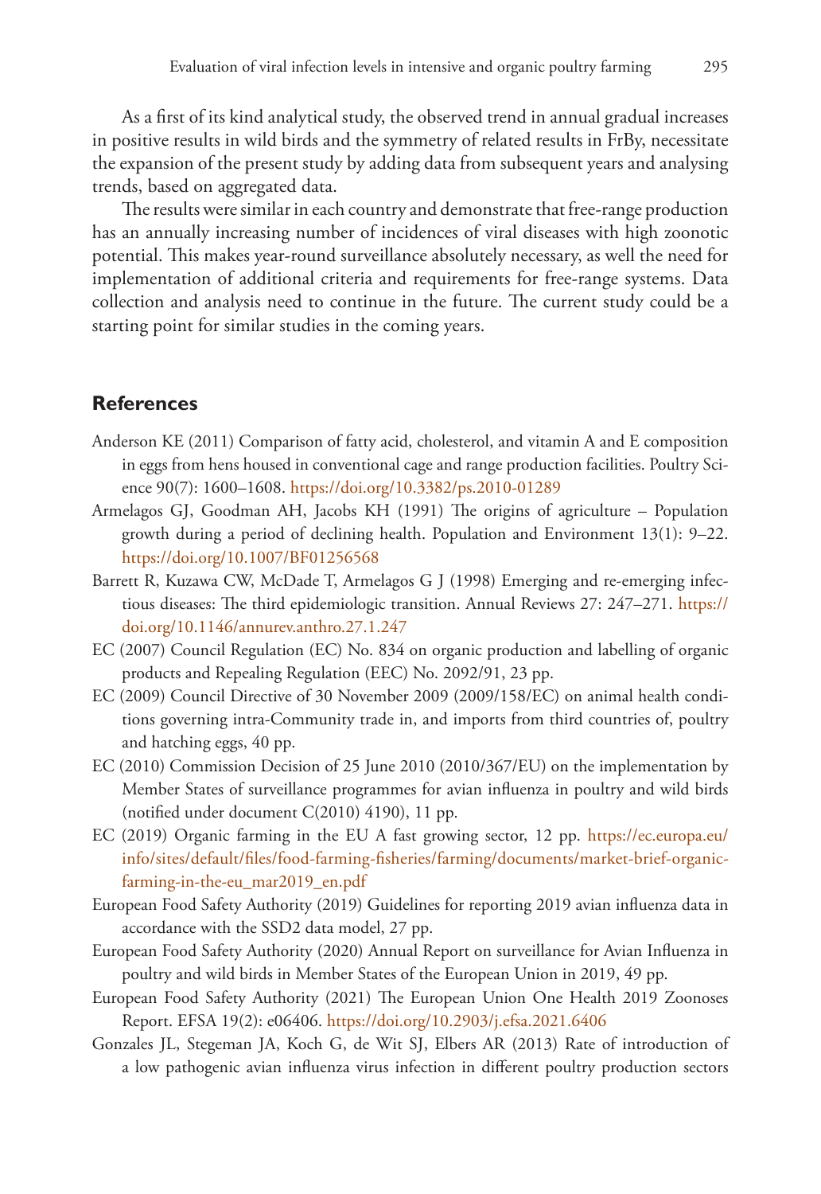As a first of its kind analytical study, the observed trend in annual gradual increases in positive results in wild birds and the symmetry of related results in FrBy, necessitate the expansion of the present study by adding data from subsequent years and analysing trends, based on aggregated data.

The results were similar in each country and demonstrate that free-range production has an annually increasing number of incidences of viral diseases with high zoonotic potential. This makes year-round surveillance absolutely necessary, as well the need for implementation of additional criteria and requirements for free-range systems. Data collection and analysis need to continue in the future. The current study could be a starting point for similar studies in the coming years.

## References

Anderson KE (2011) Comparison of fatty acid, cholesterol, and vitamin A and E composition in eggs from hens housed in conventional cage and range production facilities. Poultry Science 90(7): 1600–1608. https://doi.org/10.3382/ps.2010-01289

Armelagos GJ, Goodman AH, Jacobs KH (1991) The origins of agriculture – Population growth during a period of declining health. Population and Environment 13(1): 9–22. https://doi.org/10.1007/BF01256568

Barrett R, Kuzawa CW, McDade T, Armelagos G J (1998) Emerging and re-emerging infectious diseases: The third epidemiologic transition. Annual Reviews 27: 247–271. https://doi.org/10.1146/annurev.anthro.27.1.247

EC (2007) Council Regulation (EC) No. 834 on organic production and labelling of organic products and Repealing Regulation (EEC) No. 2092/91, 23 pp.

EC (2009) Council Directive of 30 November 2009 (2009/158/EC) on animal health conditions governing intra-Community trade in, and imports from third countries of, poultry and hatching eggs, 40 pp.

EC (2010) Commission Decision of 25 June 2010 (2010/367/EU) on the implementation by Member States of surveillance programmes for avian influenza in poultry and wild birds (notified under document C(2010) 4190), 11 pp.

EC (2019) Organic farming in the EU A fast growing sector, 12 pp. https://ec.europa.eu/info/sites/default/files/food-farming-fisheries/farming/documents/market-brief-organic-farming-in-the-eu_mar2019_en.pdf

European Food Safety Authority (2019) Guidelines for reporting 2019 avian influenza data in accordance with the SSD2 data model, 27 pp.

European Food Safety Authority (2020) Annual Report on surveillance for Avian Influenza in poultry and wild birds in Member States of the European Union in 2019, 49 pp.

European Food Safety Authority (2021) The European Union One Health 2019 Zoonoses Report. EFSA 19(2): e06406. https://doi.org/10.2903/j.efsa.2021.6406

Gonzales JL, Stegeman JA, Koch G, de Wit SJ, Elbers AR (2013) Rate of introduction of a low pathogenic avian influenza virus infection in different poultry production sectors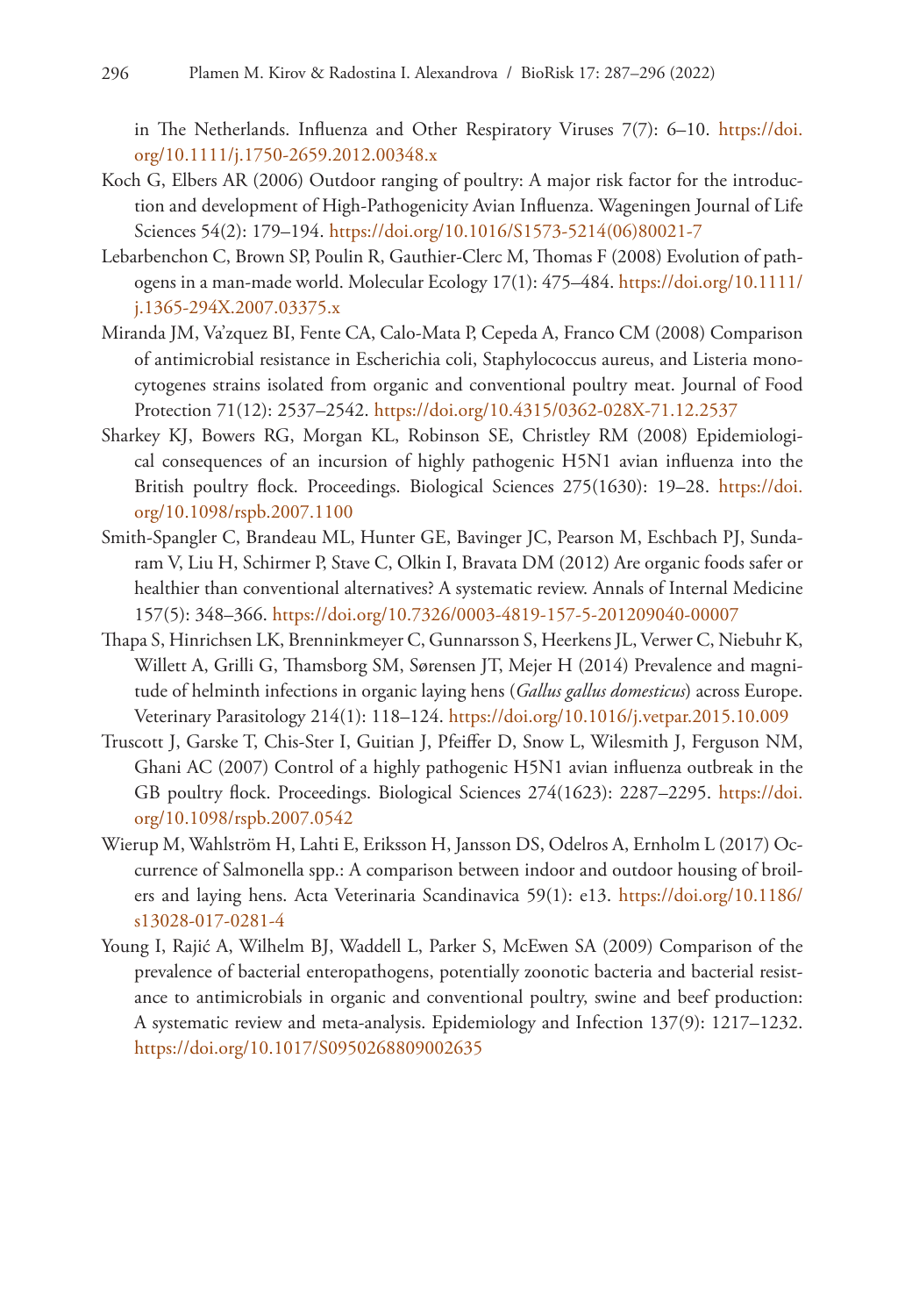in The Netherlands. Influenza and Other Respiratory Viruses 7(7): 6–10. https://doi.org/10.1111/j.1750-2659.2012.00348.x

Koch G, Elbers AR (2006) Outdoor ranging of poultry: A major risk factor for the introduction and development of High-Pathogenicity Avian Influenza. Wageningen Journal of Life Sciences 54(2): 179–194. https://doi.org/10.1016/S1573-5214(06)80021-7

Lebarbenchon C, Brown SP, Poulin R, Gauthier-Clerc M, Thomas F (2008) Evolution of pathogens in a man-made world. Molecular Ecology 17(1): 475–484. https://doi.org/10.1111/j.1365-294X.2007.03375.x

Miranda JM, Va'zquez BI, Fente CA, Calo-Mata P, Cepeda A, Franco CM (2008) Comparison of antimicrobial resistance in Escherichia coli, Staphylococcus aureus, and Listeria monocytogenes strains isolated from organic and conventional poultry meat. Journal of Food Protection 71(12): 2537–2542. https://doi.org/10.4315/0362-028X-71.12.2537

Sharkey KJ, Bowers RG, Morgan KL, Robinson SE, Christley RM (2008) Epidemiological consequences of an incursion of highly pathogenic H5N1 avian influenza into the British poultry flock. Proceedings. Biological Sciences 275(1630): 19–28. https://doi.org/10.1098/rspb.2007.1100

Smith-Spangler C, Brandeau ML, Hunter GE, Bavinger JC, Pearson M, Eschbach PJ, Sundaram V, Liu H, Schirmer P, Stave C, Olkin I, Bravata DM (2012) Are organic foods safer or healthier than conventional alternatives? A systematic review. Annals of Internal Medicine 157(5): 348–366. https://doi.org/10.7326/0003-4819-157-5-201209040-00007

Thapa S, Hinrichsen LK, Brenninkmeyer C, Gunnarsson S, Heerkens JL, Verwer C, Niebuhr K, Willett A, Grilli G, Thamsborg SM, Sørensen JT, Mejer H (2014) Prevalence and magnitude of helminth infections in organic laying hens (*Gallus gallus domesticus*) across Europe. Veterinary Parasitology 214(1): 118–124. https://doi.org/10.1016/j.vetpar.2015.10.009

Truscott J, Garske T, Chis-Ster I, Guitian J, Pfeiffer D, Snow L, Wilesmith J, Ferguson NM, Ghani AC (2007) Control of a highly pathogenic H5N1 avian influenza outbreak in the GB poultry flock. Proceedings. Biological Sciences 274(1623): 2287–2295. https://doi.org/10.1098/rspb.2007.0542

Wierup M, Wahlström H, Lahti E, Eriksson H, Jansson DS, Odelros A, Ernholm L (2017) Occurrence of Salmonella spp.: A comparison between indoor and outdoor housing of broilers and laying hens. Acta Veterinaria Scandinavica 59(1): e13. https://doi.org/10.1186/s13028-017-0281-4

Young I, Rajić A, Wilhelm BJ, Waddell L, Parker S, McEwen SA (2009) Comparison of the prevalence of bacterial enteropathogens, potentially zoonotic bacteria and bacterial resistance to antimicrobials in organic and conventional poultry, swine and beef production: A systematic review and meta-analysis. Epidemiology and Infection 137(9): 1217–1232. https://doi.org/10.1017/S0950268809002635